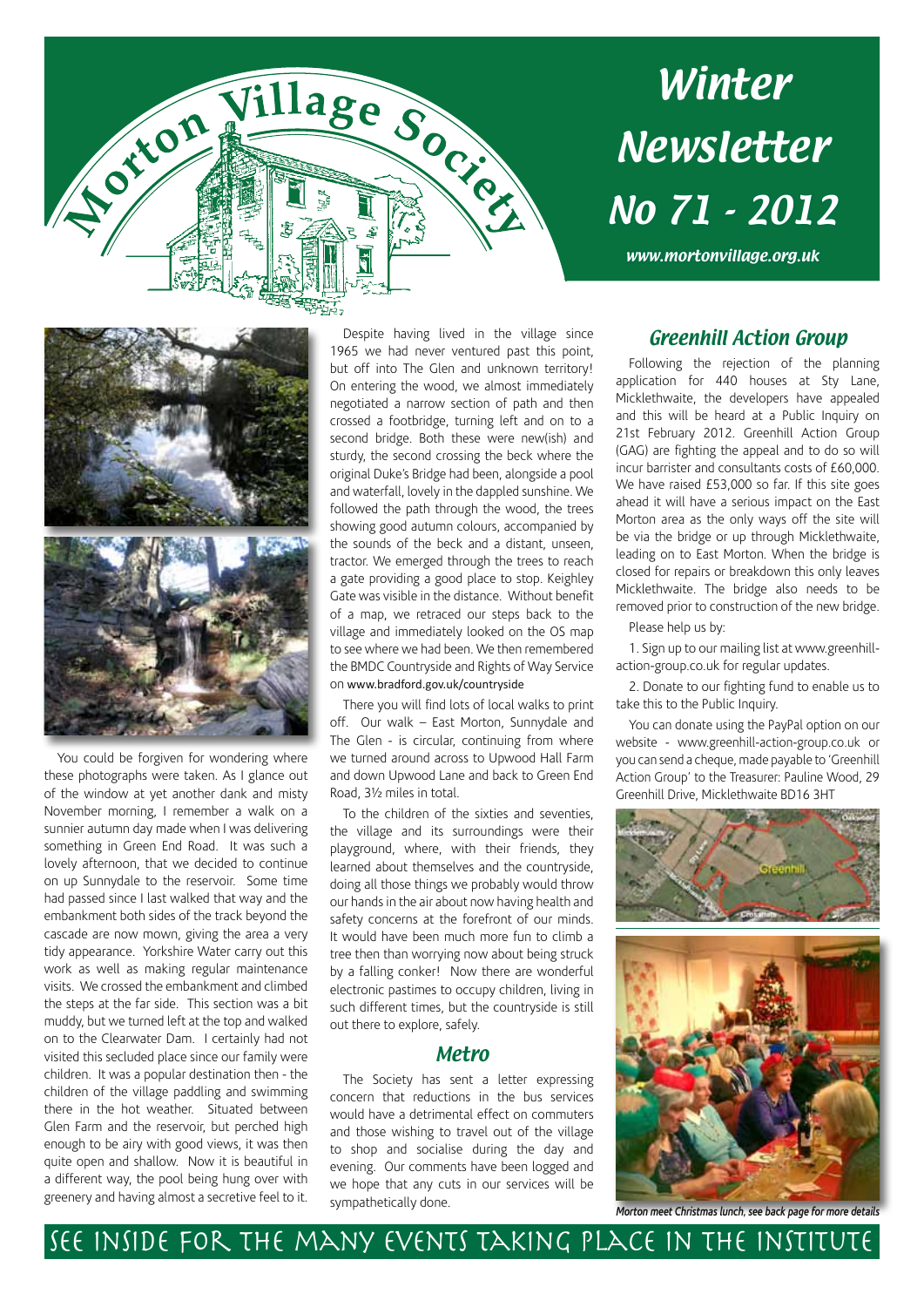# Morton Village Society

# Winter Newsletter No 71 - 2012

*www.mortonvillage.org.uk*

You could be forgiven for wondering where these photographs were taken. As I glance out of the window at yet another dank and misty November morning, I remember a walk on a sunnier autumn day made when I was delivering something in Green End Road. It was such a lovely afternoon, that we decided to continue on up Sunnydale to the reservoir. Some time had passed since I last walked that way and the embankment both sides of the track beyond the cascade are now mown, giving the area a very tidy appearance. Yorkshire Water carry out this work as well as making regular maintenance visits. We crossed the embankment and climbed the steps at the far side. This section was a bit muddy, but we turned left at the top and walked on to the Clearwater Dam. I certainly had not visited this secluded place since our family were children. It was a popular destination then - the children of the village paddling and swimming there in the hot weather. Situated between Glen Farm and the reservoir, but perched high enough to be airy with good views, it was then quite open and shallow. Now it is beautiful in a different way, the pool being hung over with greenery and having almost a secretive feel to it.

Despite having lived in the village since 1965 we had never ventured past this point, but off into The Glen and unknown territory! On entering the wood, we almost immediately negotiated a narrow section of path and then crossed a footbridge, turning left and on to a second bridge. Both these were new(ish) and sturdy, the second crossing the beck where the original Duke's Bridge had been, alongside a pool and waterfall, lovely in the dappled sunshine. We followed the path through the wood, the trees showing good autumn colours, accompanied by the sounds of the beck and a distant, unseen, tractor. We emerged through the trees to reach a gate providing a good place to stop. Keighley Gate was visible in the distance. Without benefit of a map, we retraced our steps back to the village and immediately looked on the OS map to see where we had been. We then remembered the BMDC Countryside and Rights of Way Service on www.bradford.gov.uk/countryside

There you will find lots of local walks to print off. Our walk – East Morton, Sunnydale and The Glen - is circular, continuing from where we turned around across to Upwood Hall Farm and down Upwood Lane and back to Green End Road, 3½ miles in total.

To the children of the sixties and seventies, the village and its surroundings were their playground, where, with their friends, they learned about themselves and the countryside, doing all those things we probably would throw our hands in the air about now having health and safety concerns at the forefront of our minds. It would have been much more fun to climb a tree then than worrying now about being struck by a falling conker! Now there are wonderful electronic pastimes to occupy children, living in such different times, but the countryside is still out there to explore, safely.

## Metro

The Society has sent a letter expressing concern that reductions in the bus services would have a detrimental effect on commuters and those wishing to travel out of the village to shop and socialise during the day and evening. Our comments have been logged and we hope that any cuts in our services will be sympathetically done.

## Greenhill Action Group

Following the rejection of the planning application for 440 houses at Sty Lane, Micklethwaite, the developers have appealed and this will be heard at a Public Inquiry on 21st February 2012. Greenhill Action Group (GAG) are fighting the appeal and to do so will incur barrister and consultants costs of £60,000. We have raised £53,000 so far. If this site goes ahead it will have a serious impact on the East Morton area as the only ways off the site will be via the bridge or up through Micklethwaite, leading on to East Morton. When the bridge is closed for repairs or breakdown this only leaves Micklethwaite. The bridge also needs to be removed prior to construction of the new bridge.

Please help us by:

1. Sign up to our mailing list at www.greenhill-action-group.co.uk for regular updates.

2. Donate to our fighting fund to enable us to take this to the Public Inquiry.

You can donate using the PayPal option on our website - www.greenhill-action-group.co.uk or you can send a cheque, made payable to 'Greenhill Action Group' to the Treasurer: Pauline Wood, 29 Greenhill Drive, Micklethwaite BD16 3HT

*Morton meet Christmas lunch, see back page for more details*

SEE INSIDE FOR THE MANY EVENTS TAKING PLACE IN THE INSTITUTE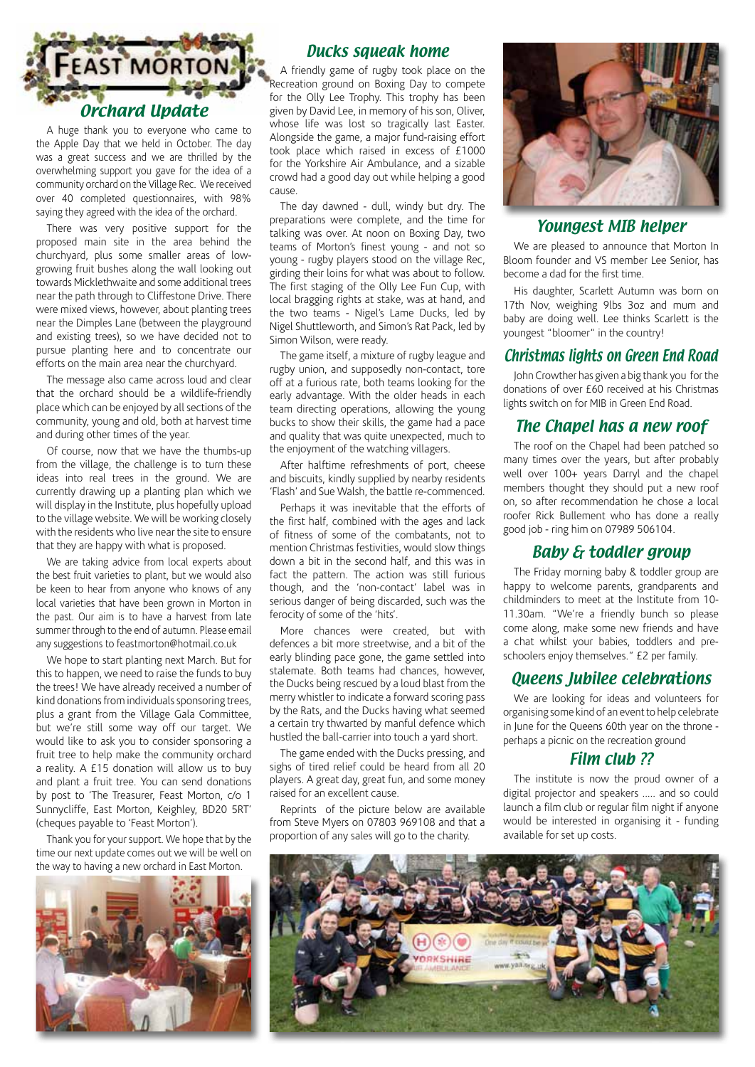# Feast Morton

## Orchard Update

A huge thank you to everyone who came to the Apple Day that we held in October. The day was a great success and we are thrilled by the overwhelming support you gave for the idea of a community orchard on the Village Rec. We received over 40 completed questionnaires, with 98% saying they agreed with the idea of the orchard.

There was very positive support for the proposed main site in the area behind the churchyard, plus some smaller areas of low-growing fruit bushes along the wall looking out towards Micklethwaite and some additional trees near the path through to Cliffestone Drive. There were mixed views, however, about planting trees near the Dimples Lane (between the playground and existing trees), so we have decided not to pursue planting here and to concentrate our efforts on the main area near the churchyard.

The message also came across loud and clear that the orchard should be a wildlife-friendly place which can be enjoyed by all sections of the community, young and old, both at harvest time and during other times of the year.

Of course, now that we have the thumbs-up from the village, the challenge is to turn these ideas into real trees in the ground. We are currently drawing up a planting plan which we will display in the Institute, plus hopefully upload to the village website. We will be working closely with the residents who live near the site to ensure that they are happy with what is proposed.

We are taking advice from local experts about the best fruit varieties to plant, but we would also be keen to hear from anyone who knows of any local varieties that have been grown in Morton in the past. Our aim is to have a harvest from late summer through to the end of autumn. Please email any suggestions to feastmorton@hotmail.co.uk

We hope to start planting next March. But for this to happen, we need to raise the funds to buy the trees! We have already received a number of kind donations from individuals sponsoring trees, plus a grant from the Village Gala Committee, but we're still some way off our target. We would like to ask you to consider sponsoring a fruit tree to help make the community orchard a reality. A £15 donation will allow us to buy and plant a fruit tree. You can send donations by post to 'The Treasurer, Feast Morton, c/o 1 Sunnycliffe, East Morton, Keighley, BD20 5RT' (cheques payable to 'Feast Morton').

Thank you for your support. We hope that by the time our next update comes out we will be well on the way to having a new orchard in East Morton.

## Ducks squeak home

A friendly game of rugby took place on the Recreation ground on Boxing Day to compete for the Olly Lee Trophy. This trophy has been given by David Lee, in memory of his son, Oliver, whose life was lost so tragically last Easter. Alongside the game, a major fund-raising effort took place which raised in excess of £1000 for the Yorkshire Air Ambulance, and a sizable crowd had a good day out while helping a good cause.

The day dawned - dull, windy but dry. The preparations were complete, and the time for talking was over. At noon on Boxing Day, two teams of Morton's finest young - and not so young - rugby players stood on the village Rec, girding their loins for what was about to follow. The first staging of the Olly Lee Fun Cup, with local bragging rights at stake, was at hand, and the two teams - Nigel's Lame Ducks, led by Nigel Shuttleworth, and Simon's Rat Pack, led by Simon Wilson, were ready.

The game itself, a mixture of rugby league and rugby union, and supposedly non-contact, tore off at a furious rate, both teams looking for the early advantage. With the older heads in each team directing operations, allowing the young bucks to show their skills, the game had a pace and quality that was quite unexpected, much to the enjoyment of the watching villagers.

After halftime refreshments of port, cheese and biscuits, kindly supplied by nearby residents 'Flash' and Sue Walsh, the battle re-commenced.

Perhaps it was inevitable that the efforts of the first half, combined with the ages and lack of fitness of some of the combatants, not to mention Christmas festivities, would slow things down a bit in the second half, and this was in fact the pattern. The action was still furious though, and the 'non-contact' label was in serious danger of being discarded, such was the ferocity of some of the 'hits'.

More chances were created, but with defences a bit more streetwise, and a bit of the early blinding pace gone, the game settled into stalemate. Both teams had chances, however, the Ducks being rescued by a loud blast from the merry whistler to indicate a forward scoring pass by the Rats, and the Ducks having what seemed a certain try thwarted by manful defence which hustled the ball-carrier into touch a yard short.

The game ended with the Ducks pressing, and sighs of tired relief could be heard from all 20 players. A great day, great fun, and some money raised for an excellent cause.

Reprints of the picture below are available from Steve Myers on 07803 969108 and that a proportion of any sales will go to the charity.

## Youngest MIB helper

We are pleased to announce that Morton In Bloom founder and VS member Lee Senior, has become a dad for the first time.

His daughter, Scarlett Autumn was born on 17th Nov, weighing 9lbs 3oz and mum and baby are doing well. Lee thinks Scarlett is the youngest "bloomer" in the country!

## Christmas lights on Green End Road

John Crowther has given a big thank you for the donations of over £60 received at his Christmas lights switch on for MIB in Green End Road.

## The Chapel has a new roof

The roof on the Chapel had been patched so many times over the years, but after probably well over 100+ years Darryl and the chapel members thought they should put a new roof on, so after recommendation he chose a local roofer Rick Bullement who has done a really good job - ring him on 07989 506104.

## Baby & toddler group

The Friday morning baby & toddler group are happy to welcome parents, grandparents and childminders to meet at the Institute from 10-11.30am. "We're a friendly bunch so please come along, make some new friends and have a chat whilst your babies, toddlers and pre-schoolers enjoy themselves." £2 per family.

## Queens Jubilee celebrations

We are looking for ideas and volunteers for organising some kind of an event to help celebrate in June for the Queens 60th year on the throne - perhaps a picnic on the recreation ground

## Film club ??

The institute is now the proud owner of a digital projector and speakers ..... and so could launch a film club or regular film night if anyone would be interested in organising it - funding available for set up costs.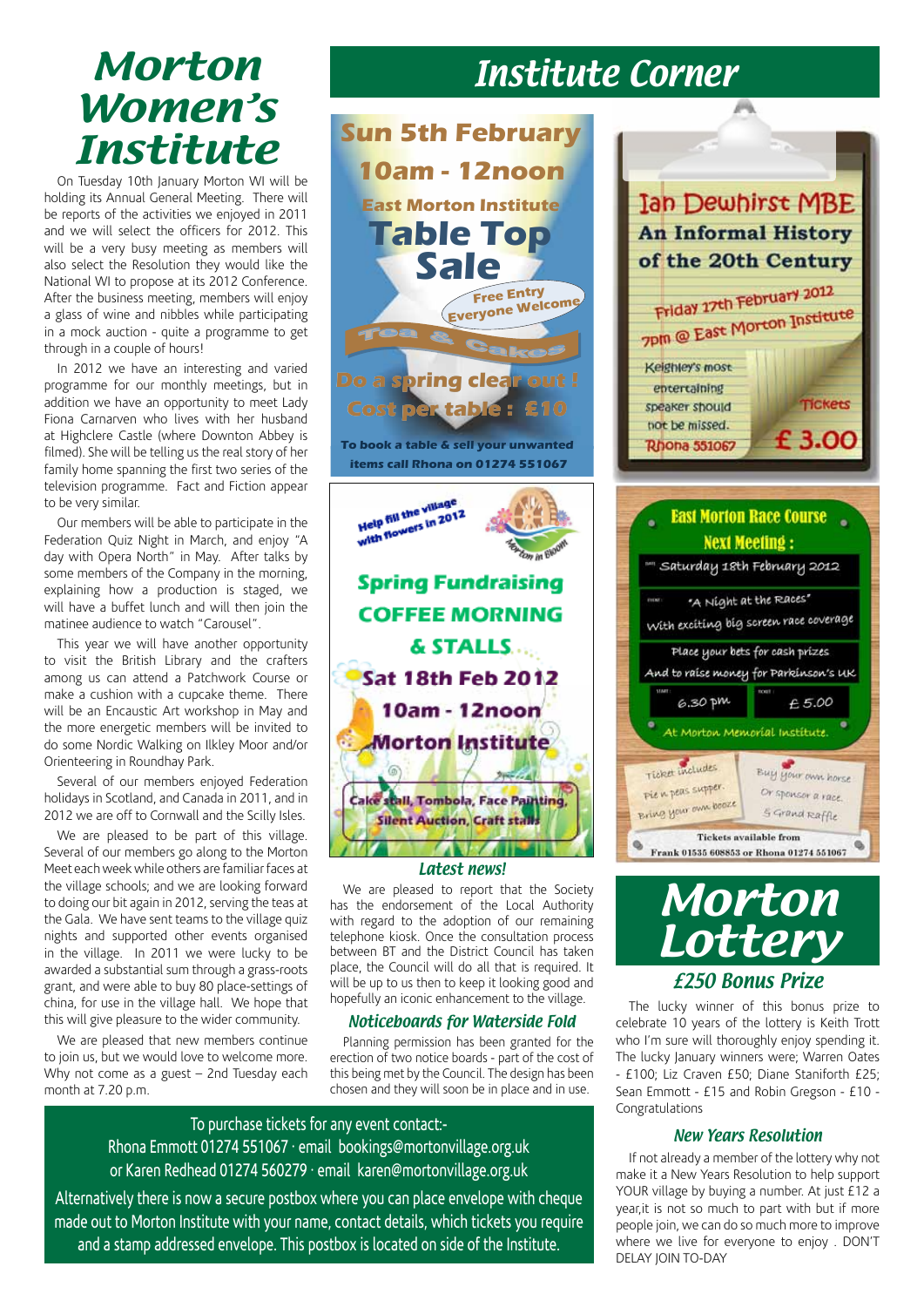# Morton Women's Institute

On Tuesday 10th January Morton WI will be holding its Annual General Meeting. There will be reports of the activities we enjoyed in 2011 and we will select the officers for 2012. This will be a very busy meeting as members will also select the Resolution they would like the National WI to propose at its 2012 Conference. After the business meeting, members will enjoy a glass of wine and nibbles while participating in a mock auction - quite a programme to get through in a couple of hours!

In 2012 we have an interesting and varied programme for our monthly meetings, but in addition we have an opportunity to meet Lady Fiona Carnarven who lives with her husband at Highclere Castle (where Downton Abbey is filmed). She will be telling us the real story of her family home spanning the first two series of the television programme. Fact and Fiction appear to be very similar.

Our members will be able to participate in the Federation Quiz Night in March, and enjoy "A day with Opera North" in May. After talks by some members of the Company in the morning, explaining how a production is staged, we will have a buffet lunch and will then join the matinee audience to watch "Carousel".

This year we will have another opportunity to visit the British Library and the crafters among us can attend a Patchwork Course or make a cushion with a cupcake theme. There will be an Encaustic Art workshop in May and the more energetic members will be invited to do some Nordic Walking on Ilkley Moor and/or Orienteering in Roundhay Park.

Several of our members enjoyed Federation holidays in Scotland, and Canada in 2011, and in 2012 we are off to Cornwall and the Scilly Isles.

We are pleased to be part of this village. Several of our members go along to the Morton Meet each week while others are familiar faces at the village schools; and we are looking forward to doing our bit again in 2012, serving the teas at the Gala. We have sent teams to the village quiz nights and supported other events organised in the village. In 2011 we were lucky to be awarded a substantial sum through a grass-roots grant, and were able to buy 80 place-settings of china, for use in the village hall. We hope that this will give pleasure to the wider community.

We are pleased that new members continue to join us, but we would love to welcome more. Why not come as a guest – 2nd Tuesday each month at 7.20 p.m.

# Institute Corner

**Sun 5th February**
**10am - 12noon**
**East Morton Institute**

## Table Top Sale

Free Entry
Everyone Welcome

Tea & Cakes

Do a spring clear out !
Cost per table : £10

To book a table & sell your unwanted items call Rhona on 01274 551067

**Ian Dewhirst MBE**
**An Informal History of the 20th Century**

Friday 17th February 2012
7pm @ East Morton Institute

Keighley's most entertaining speaker should not be missed.
Rhona 551067

Tickets £ 3.00

Help fill the village with flowers in 2012

Morton in Bloom

**Spring Fundraising COFFEE MORNING & STALLS**

**Sat 18th Feb 2012**
**10am - 12noon**
**Morton Institute**

Cake stall, Tombola, Face Painting, Silent Auction, Craft stalls

**East Morton Race Course**
**Next Meeting :**

Saturday 18th February 2012

"A Night at the Races"
With exciting big screen race coverage

Place your bets for cash prizes
And to raise money for Parkinson's UK

Start: 6.30 pm — Ticket: £ 5.00

At Morton Memorial Institute.

Ticket includes Pie n peas supper. Bring your own booze

Buy your own horse Or sponsor a race. 5 Grand Raffle

Tickets available from Frank 01535 608853 or Rhona 01274 551067

### Latest news!

We are pleased to report that the Society has the endorsement of the Local Authority with regard to the adoption of our remaining telephone kiosk. Once the consultation process between BT and the District Council has taken place, the Council will do all that is required. It will be up to us then to keep it looking good and hopefully an iconic enhancement to the village.

### Noticeboards for Waterside Fold

Planning permission has been granted for the erection of two notice boards - part of the cost of this being met by the Council. The design has been chosen and they will soon be in place and in use.

To purchase tickets for any event contact:-
Rhona Emmott 01274 551067 · email bookings@mortonvillage.org.uk
or Karen Redhead 01274 560279 · email karen@mortonvillage.org.uk

Alternatively there is now a secure postbox where you can place envelope with cheque made out to Morton Institute with your name, contact details, which tickets you require and a stamp addressed envelope. This postbox is located on side of the Institute.

# Morton Lottery

### £250 Bonus Prize

The lucky winner of this bonus prize to celebrate 10 years of the lottery is Keith Trott who I'm sure will thoroughly enjoy spending it. The lucky January winners were; Warren Oates - £100; Liz Craven £50; Diane Staniforth £25; Sean Emmott - £15 and Robin Gregson - £10 - Congratulations

### New Years Resolution

If not already a member of the lottery why not make it a New Years Resolution to help support YOUR village by buying a number. At just £12 a year,it is not so much to part with but if more people join, we can do so much more to improve where we live for everyone to enjoy . DON'T DELAY JOIN TO-DAY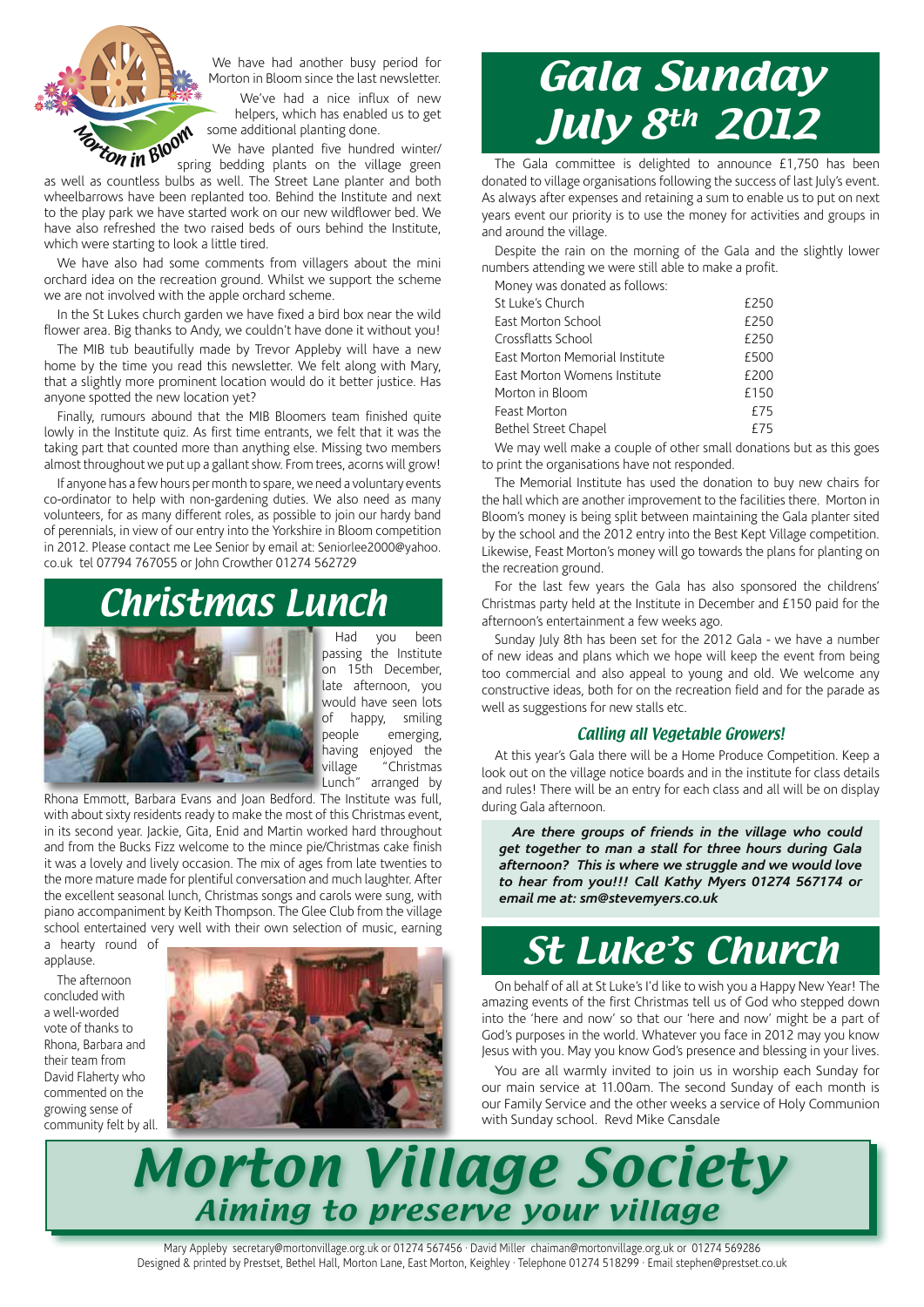We have had another busy period for Morton in Bloom since the last newsletter.

We've had a nice influx of new helpers, which has enabled us to get some additional planting done.

We have planted five hundred winter/spring bedding plants on the village green as well as countless bulbs as well. The Street Lane planter and both wheelbarrows have been replanted too. Behind the Institute and next to the play park we have started work on our new wildflower bed. We have also refreshed the two raised beds of ours behind the Institute, which were starting to look a little tired.

We have also had some comments from villagers about the mini orchard idea on the recreation ground. Whilst we support the scheme we are not involved with the apple orchard scheme.

In the St Lukes church garden we have fixed a bird box near the wild flower area. Big thanks to Andy, we couldn't have done it without you!

The MIB tub beautifully made by Trevor Appleby will have a new home by the time you read this newsletter. We felt along with Mary, that a slightly more prominent location would do it better justice. Has anyone spotted the new location yet?

Finally, rumours abound that the MIB Bloomers team finished quite lowly in the Institute quiz. As first time entrants, we felt that it was the taking part that counted more than anything else. Missing two members almost throughout we put up a gallant show. From trees, acorns will grow!

If anyone has a few hours per month to spare, we need a voluntary events co-ordinator to help with non-gardening duties. We also need as many volunteers, for as many different roles, as possible to join our hardy band of perennials, in view of our entry into the Yorkshire in Bloom competition in 2012. Please contact me Lee Senior by email at: Seniorlee2000@yahoo.co.uk tel 07794 767055 or John Crowther 01274 562729

# Christmas Lunch

Had you been passing the Institute on 15th December, late afternoon, you would have seen lots of happy, smiling people emerging, having enjoyed the village "Christmas Lunch" arranged by Rhona Emmott, Barbara Evans and Joan Bedford. The Institute was full, with about sixty residents ready to make the most of this Christmas event, in its second year. Jackie, Gita, Enid and Martin worked hard throughout and from the Bucks Fizz welcome to the mince pie/Christmas cake finish it was a lovely and lively occasion. The mix of ages from late twenties to the more mature made for plentiful conversation and much laughter. After the excellent seasonal lunch, Christmas songs and carols were sung, with piano accompaniment by Keith Thompson. The Glee Club from the village school entertained very well with their own selection of music, earning a hearty round of applause.

The afternoon concluded with a well-worded vote of thanks to Rhona, Barbara and their team from David Flaherty who commented on the growing sense of community felt by all.

# Gala Sunday July 8th 2012

The Gala committee is delighted to announce £1,750 has been donated to village organisations following the success of last July's event. As always after expenses and retaining a sum to enable us to put on next years event our priority is to use the money for activities and groups in and around the village.

Despite the rain on the morning of the Gala and the slightly lower numbers attending we were still able to make a profit.

Money was donated as follows:

| | |
|---|---|
| St Luke's Church | £250 |
| East Morton School | £250 |
| Crossflatts School | £250 |
| East Morton Memorial Institute | £500 |
| East Morton Womens Institute | £200 |
| Morton in Bloom | £150 |
| Feast Morton | £75 |
| Bethel Street Chapel | £75 |

We may well make a couple of other small donations but as this goes to print the organisations have not responded.

The Memorial Institute has used the donation to buy new chairs for the hall which are another improvement to the facilities there. Morton in Bloom's money is being split between maintaining the Gala planter sited by the school and the 2012 entry into the Best Kept Village competition. Likewise, Feast Morton's money will go towards the plans for planting on the recreation ground.

For the last few years the Gala has also sponsored the childrens' Christmas party held at the Institute in December and £150 paid for the afternoon's entertainment a few weeks ago.

Sunday July 8th has been set for the 2012 Gala - we have a number of new ideas and plans which we hope will keep the event from being too commercial and also appeal to young and old. We welcome any constructive ideas, both for on the recreation field and for the parade as well as suggestions for new stalls etc.

### Calling all Vegetable Growers!

At this year's Gala there will be a Home Produce Competition. Keep a look out on the village notice boards and in the institute for class details and rules! There will be an entry for each class and all will be on display during Gala afternoon.

***Are there groups of friends in the village who could get together to man a stall for three hours during Gala afternoon? This is where we struggle and we would love to hear from you!!! Call Kathy Myers 01274 567174 or email me at: sm@stevemyers.co.uk***

# St Luke's Church

On behalf of all at St Luke's I'd like to wish you a Happy New Year! The amazing events of the first Christmas tell us of God who stepped down into the 'here and now' so that our 'here and now' might be a part of God's purposes in the world. Whatever you face in 2012 may you know Jesus with you. May you know God's presence and blessing in your lives.

You are all warmly invited to join us in worship each Sunday for our main service at 11.00am. The second Sunday of each month is our Family Service and the other weeks a service of Holy Communion with Sunday school. Revd Mike Cansdale

# Morton Village Society

## Aiming to preserve your village

Mary Appleby secretary@mortonvillage.org.uk or 01274 567456 · David Miller chaiman@mortonvillage.org.uk or 01274 569286

Designed & printed by Prestset, Bethel Hall, Morton Lane, East Morton, Keighley · Telephone 01274 518299 · Email stephen@prestset.co.uk